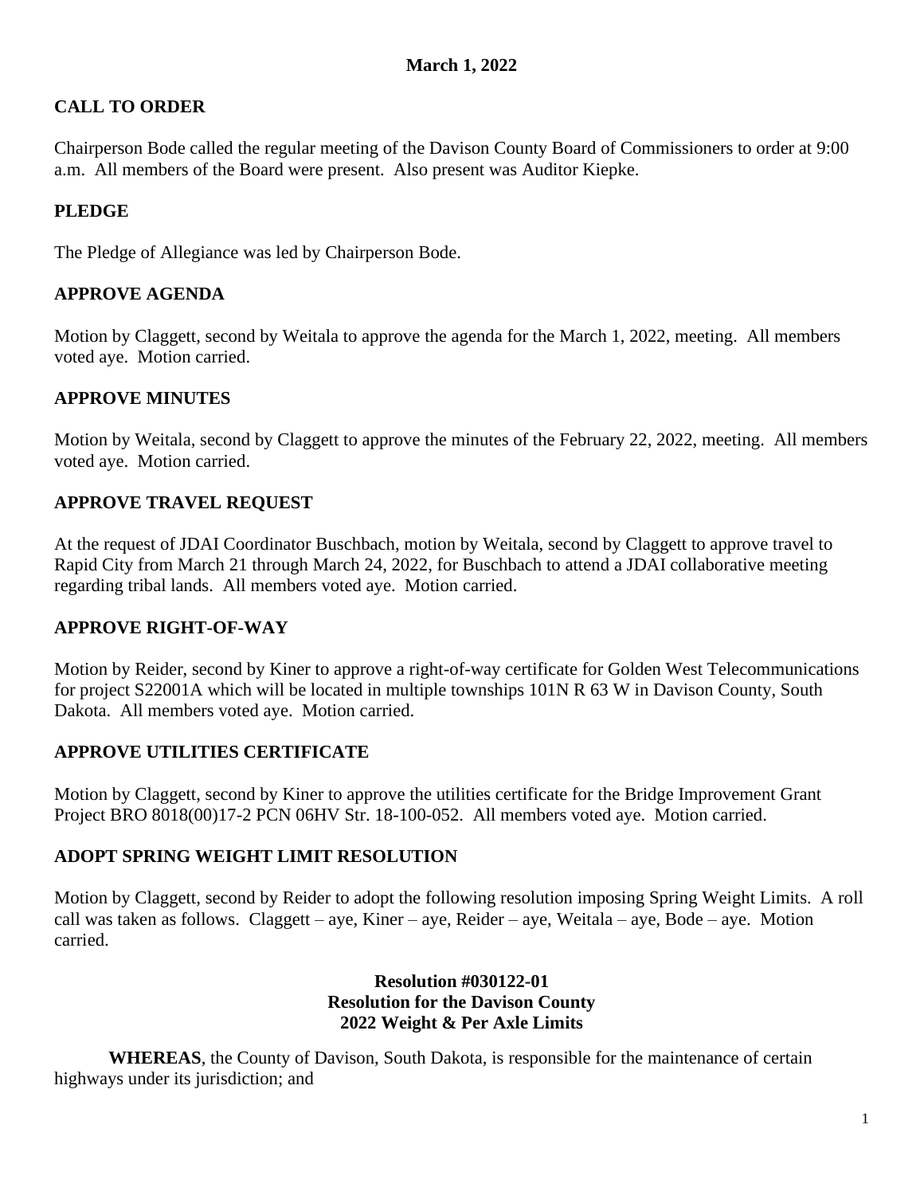**March 1, 2022**

## CALL TO ORDER

Chairperson Bode called the regular meeting of the Davison County Board of Commissioners to order at 9:00 a.m. All members of the Board were present. Also present was Auditor Kiepke.

## PLEDGE

The Pledge of Allegiance was led by Chairperson Bode.

## APPROVE AGENDA

Motion by Claggett, second by Weitala to approve the agenda for the March 1, 2022, meeting. All members voted aye. Motion carried.

## APPROVE MINUTES

Motion by Weitala, second by Claggett to approve the minutes of the February 22, 2022, meeting. All members voted aye. Motion carried.

## APPROVE TRAVEL REQUEST

At the request of JDAI Coordinator Buschbach, motion by Weitala, second by Claggett to approve travel to Rapid City from March 21 through March 24, 2022, for Buschbach to attend a JDAI collaborative meeting regarding tribal lands. All members voted aye. Motion carried.

## APPROVE RIGHT-OF-WAY

Motion by Reider, second by Kiner to approve a right-of-way certificate for Golden West Telecommunications for project S22001A which will be located in multiple townships 101N R 63 W in Davison County, South Dakota. All members voted aye. Motion carried.

## APPROVE UTILITIES CERTIFICATE

Motion by Claggett, second by Kiner to approve the utilities certificate for the Bridge Improvement Grant Project BRO 8018(00)17-2 PCN 06HV Str. 18-100-052. All members voted aye. Motion carried.

## ADOPT SPRING WEIGHT LIMIT RESOLUTION

Motion by Claggett, second by Reider to adopt the following resolution imposing Spring Weight Limits. A roll call was taken as follows. Claggett – aye, Kiner – aye, Reider – aye, Weitala – aye, Bode – aye. Motion carried.

**Resolution #030122-01**
**Resolution for the Davison County**
**2022 Weight & Per Axle Limits**

**WHEREAS**, the County of Davison, South Dakota, is responsible for the maintenance of certain highways under its jurisdiction; and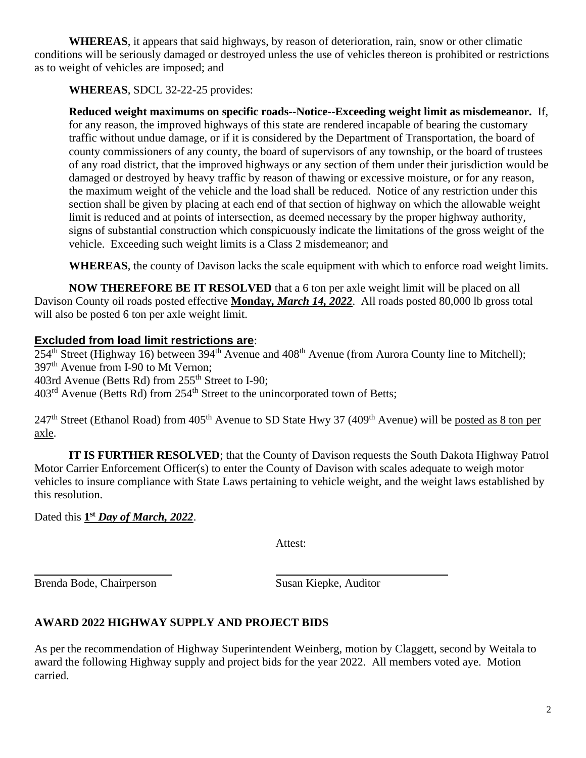**WHEREAS**, it appears that said highways, by reason of deterioration, rain, snow or other climatic conditions will be seriously damaged or destroyed unless the use of vehicles thereon is prohibited or restrictions as to weight of vehicles are imposed; and

**WHEREAS**, SDCL 32-22-25 provides:

> **Reduced weight maximums on specific roads--Notice--Exceeding weight limit as misdemeanor.** If, for any reason, the improved highways of this state are rendered incapable of bearing the customary traffic without undue damage, or if it is considered by the Department of Transportation, the board of county commissioners of any county, the board of supervisors of any township, or the board of trustees of any road district, that the improved highways or any section of them under their jurisdiction would be damaged or destroyed by heavy traffic by reason of thawing or excessive moisture, or for any reason, the maximum weight of the vehicle and the load shall be reduced. Notice of any restriction under this section shall be given by placing at each end of that section of highway on which the allowable weight limit is reduced and at points of intersection, as deemed necessary by the proper highway authority, signs of substantial construction which conspicuously indicate the limitations of the gross weight of the vehicle. Exceeding such weight limits is a Class 2 misdemeanor; and

**WHEREAS**, the county of Davison lacks the scale equipment with which to enforce road weight limits.

**NOW THEREFORE BE IT RESOLVED** that a 6 ton per axle weight limit will be placed on all Davison County oil roads posted effective **Monday, *March 14, 2022***. All roads posted 80,000 lb gross total will also be posted 6 ton per axle weight limit.

**Excluded from load limit restrictions are**:

254th Street (Highway 16) between 394th Avenue and 408th Avenue (from Aurora County line to Mitchell);
397th Avenue from I-90 to Mt Vernon;
403rd Avenue (Betts Rd) from 255th Street to I-90;
403rd Avenue (Betts Rd) from 254th Street to the unincorporated town of Betts;

247th Street (Ethanol Road) from 405th Avenue to SD State Hwy 37 (409th Avenue) will be posted as 8 ton per axle.

**IT IS FURTHER RESOLVED**; that the County of Davison requests the South Dakota Highway Patrol Motor Carrier Enforcement Officer(s) to enter the County of Davison with scales adequate to weigh motor vehicles to insure compliance with State Laws pertaining to vehicle weight, and the weight laws established by this resolution.

Dated this **1st *Day of March, 2022***.

Attest:

Brenda Bode, Chairperson

Susan Kiepke, Auditor

**AWARD 2022 HIGHWAY SUPPLY AND PROJECT BIDS**

As per the recommendation of Highway Superintendent Weinberg, motion by Claggett, second by Weitala to award the following Highway supply and project bids for the year 2022. All members voted aye. Motion carried.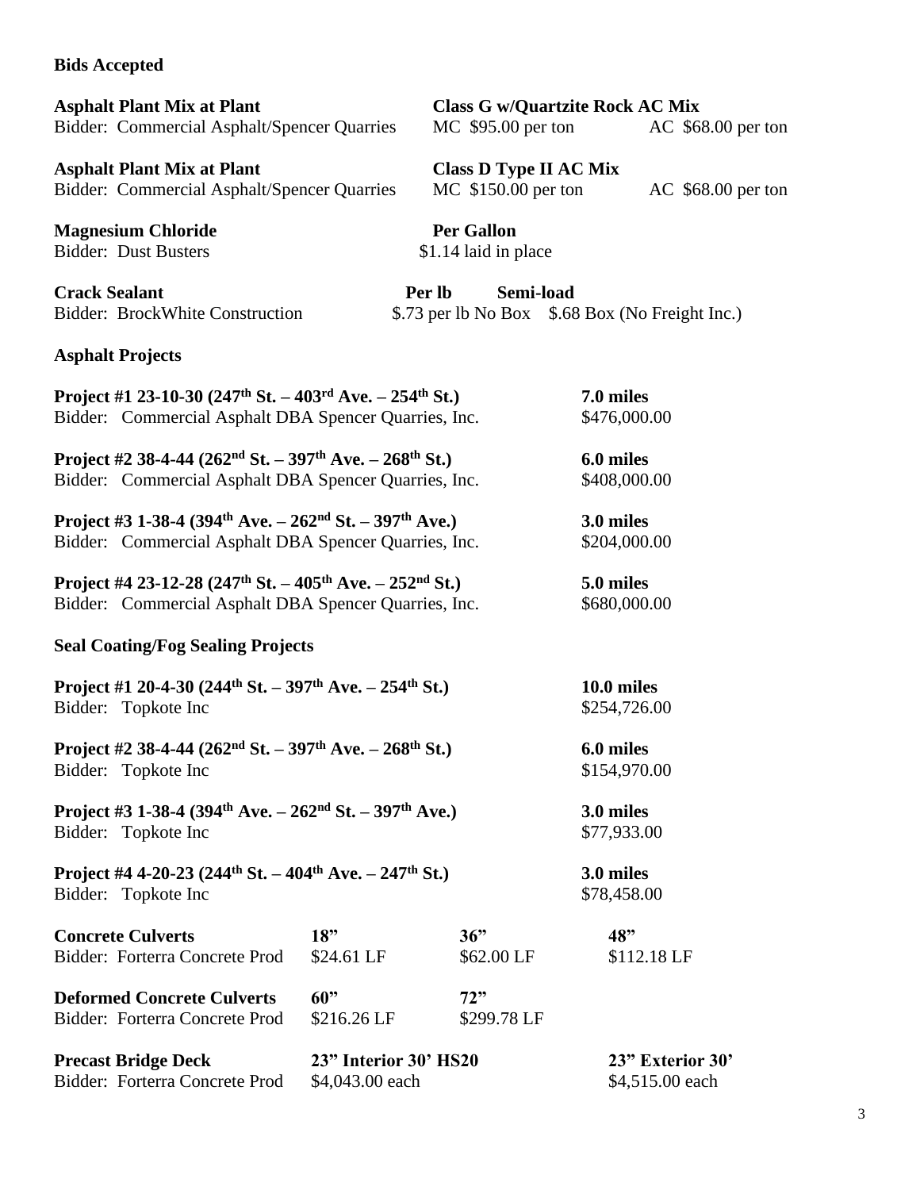**Bids Accepted**

**Asphalt Plant Mix at Plant** — **Class G w/Quartzite Rock AC Mix**
Bidder: Commercial Asphalt/Spencer Quarries — MC $95.00 per ton — AC $68.00 per ton

**Asphalt Plant Mix at Plant** — **Class D Type II AC Mix**
Bidder: Commercial Asphalt/Spencer Quarries — MC $150.00 per ton — AC $68.00 per ton

**Magnesium Chloride** — **Per Gallon**
Bidder: Dust Busters — $1.14 laid in place

**Crack Sealant** — **Per lb** — **Semi-load**
Bidder: BrockWhite Construction — $.73 per lb No Box — $.68 Box (No Freight Inc.)

**Asphalt Projects**

**Project #1 23-10-30 (247th St. – 403rd Ave. – 254th St.)** — **7.0 miles**
Bidder: Commercial Asphalt DBA Spencer Quarries, Inc. — $476,000.00

**Project #2 38-4-44 (262nd St. – 397th Ave. – 268th St.)** — **6.0 miles**
Bidder: Commercial Asphalt DBA Spencer Quarries, Inc. — $408,000.00

**Project #3 1-38-4 (394th Ave. – 262nd St. – 397th Ave.)** — **3.0 miles**
Bidder: Commercial Asphalt DBA Spencer Quarries, Inc. — $204,000.00

**Project #4 23-12-28 (247th St. – 405th Ave. – 252nd St.)** — **5.0 miles**
Bidder: Commercial Asphalt DBA Spencer Quarries, Inc. — $680,000.00

**Seal Coating/Fog Sealing Projects**

**Project #1 20-4-30 (244th St. – 397th Ave. – 254th St.)** — **10.0 miles**
Bidder: Topkote Inc — $254,726.00

**Project #2 38-4-44 (262nd St. – 397th Ave. – 268th St.)** — **6.0 miles**
Bidder: Topkote Inc — $154,970.00

**Project #3 1-38-4 (394th Ave. – 262nd St. – 397th Ave.)** — **3.0 miles**
Bidder: Topkote Inc — $77,933.00

**Project #4 4-20-23 (244th St. – 404th Ave. – 247th St.)** — **3.0 miles**
Bidder: Topkote Inc — $78,458.00

| **Concrete Culverts** | **18"** | **36"** | **48"** |
|---|---|---|---|
| Bidder: Forterra Concrete Prod | $24.61 LF | $62.00 LF | $112.18 LF |

| **Deformed Concrete Culverts** | **60"** | **72"** |
|---|---|---|
| Bidder: Forterra Concrete Prod | $216.26 LF | $299.78 LF |

| **Precast Bridge Deck** | **23" Interior 30' HS20** | **23" Exterior 30'** |
|---|---|---|
| Bidder: Forterra Concrete Prod | $4,043.00 each | $4,515.00 each |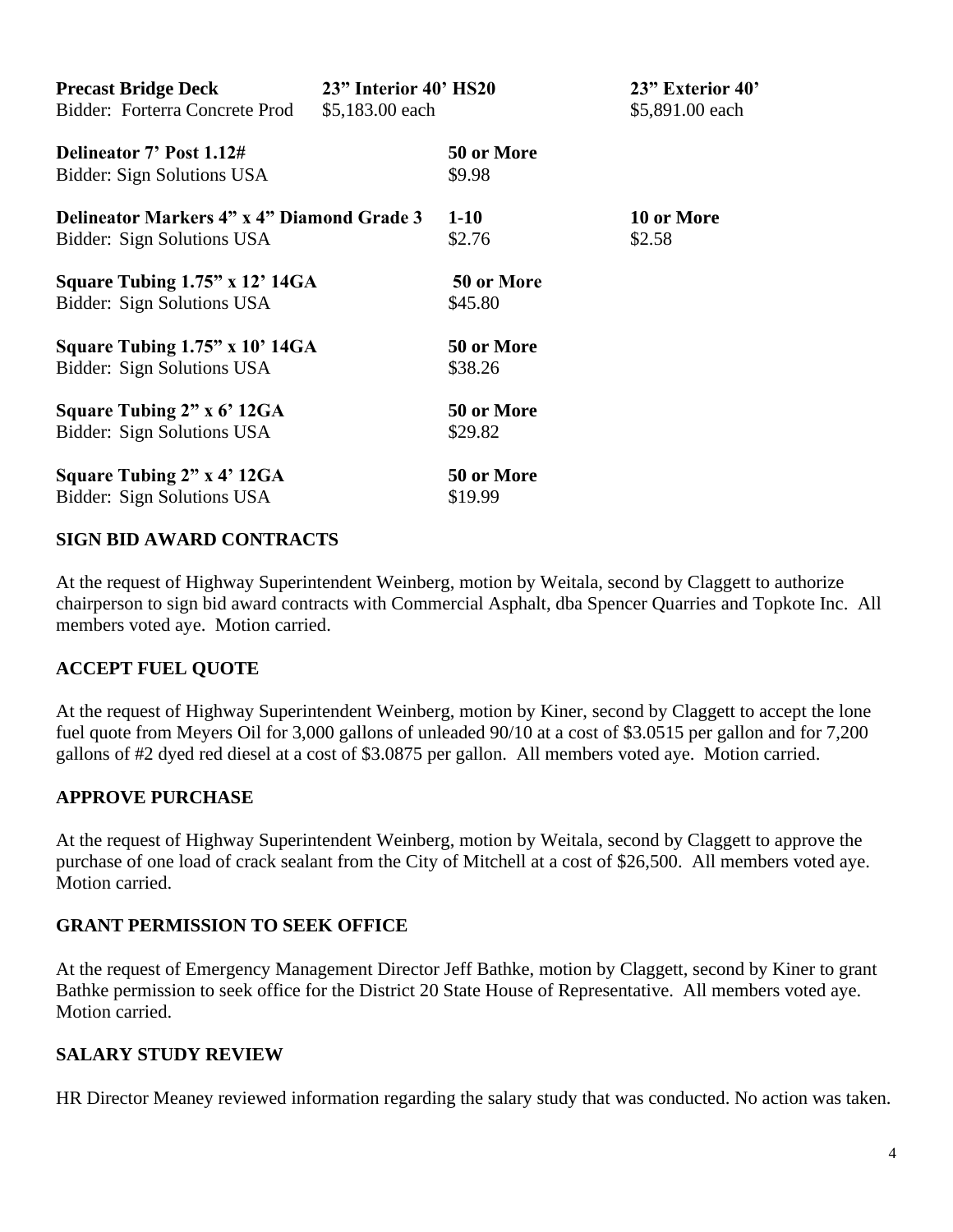| **Precast Bridge Deck** | **23" Interior 40' HS20** | **23" Exterior 40'** |
|---|---|---|
| Bidder: Forterra Concrete Prod | $5,183.00 each | $5,891.00 each |

| **Delineator 7' Post 1.12#** | **50 or More** | |
|---|---|---|
| Bidder: Sign Solutions USA | $9.98 | |
| **Delineator Markers 4" x 4" Diamond Grade 3** | **1-10** | **10 or More** |
| Bidder: Sign Solutions USA | $2.76 | $2.58 |
| **Square Tubing 1.75" x 12' 14GA** | **50 or More** | |
| Bidder: Sign Solutions USA | $45.80 | |
| **Square Tubing 1.75" x 10' 14GA** | **50 or More** | |
| Bidder: Sign Solutions USA | $38.26 | |
| **Square Tubing 2" x 6' 12GA** | **50 or More** | |
| Bidder: Sign Solutions USA | $29.82 | |
| **Square Tubing 2" x 4' 12GA** | **50 or More** | |
| Bidder: Sign Solutions USA | $19.99 | |

## SIGN BID AWARD CONTRACTS

At the request of Highway Superintendent Weinberg, motion by Weitala, second by Claggett to authorize chairperson to sign bid award contracts with Commercial Asphalt, dba Spencer Quarries and Topkote Inc. All members voted aye. Motion carried.

## ACCEPT FUEL QUOTE

At the request of Highway Superintendent Weinberg, motion by Kiner, second by Claggett to accept the lone fuel quote from Meyers Oil for 3,000 gallons of unleaded 90/10 at a cost of $3.0515 per gallon and for 7,200 gallons of #2 dyed red diesel at a cost of $3.0875 per gallon. All members voted aye. Motion carried.

## APPROVE PURCHASE

At the request of Highway Superintendent Weinberg, motion by Weitala, second by Claggett to approve the purchase of one load of crack sealant from the City of Mitchell at a cost of $26,500. All members voted aye. Motion carried.

## GRANT PERMISSION TO SEEK OFFICE

At the request of Emergency Management Director Jeff Bathke, motion by Claggett, second by Kiner to grant Bathke permission to seek office for the District 20 State House of Representative. All members voted aye. Motion carried.

## SALARY STUDY REVIEW

HR Director Meaney reviewed information regarding the salary study that was conducted. No action was taken.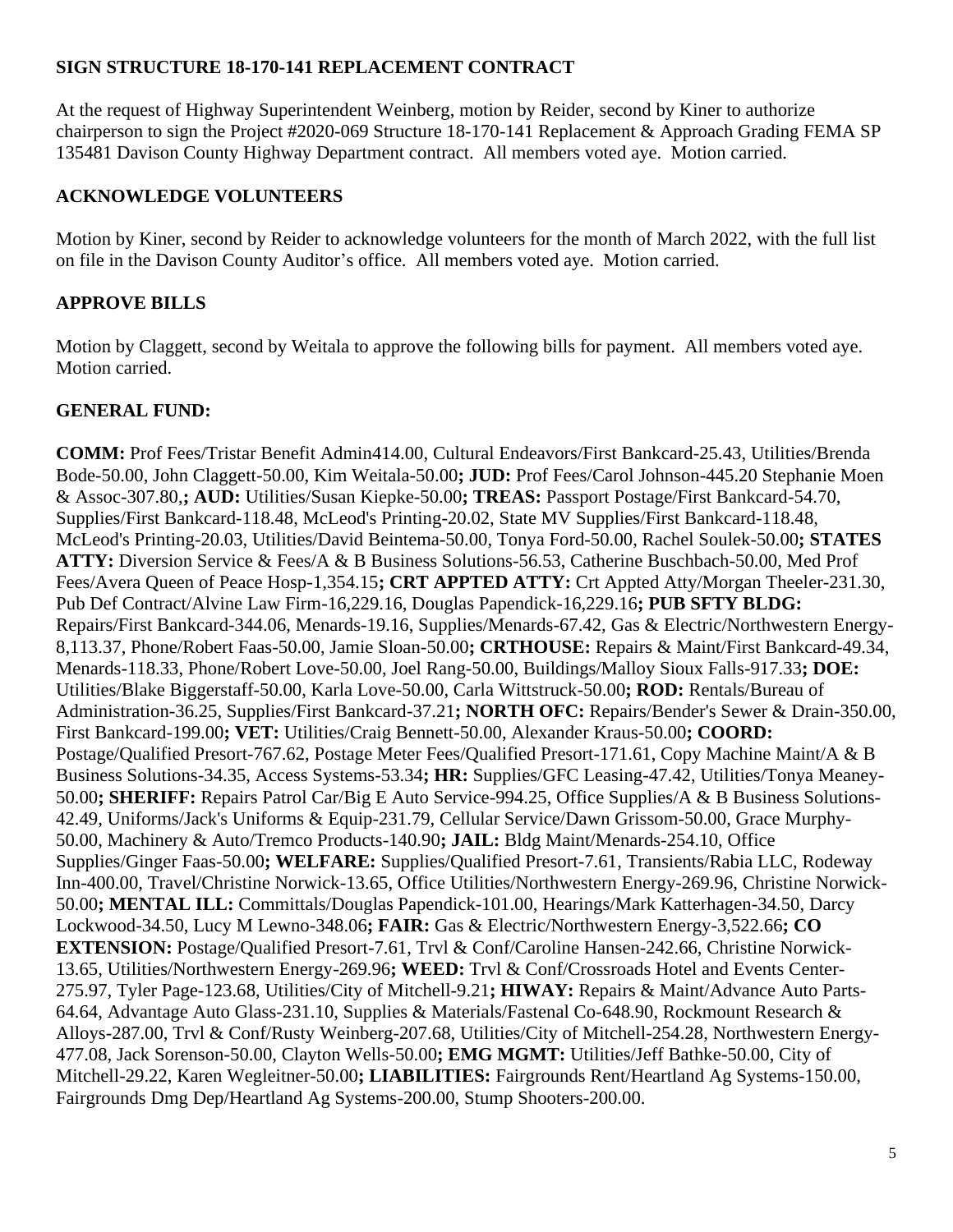### SIGN STRUCTURE 18-170-141 REPLACEMENT CONTRACT

At the request of Highway Superintendent Weinberg, motion by Reider, second by Kiner to authorize chairperson to sign the Project #2020-069 Structure 18-170-141 Replacement & Approach Grading FEMA SP 135481 Davison County Highway Department contract. All members voted aye. Motion carried.

### ACKNOWLEDGE VOLUNTEERS

Motion by Kiner, second by Reider to acknowledge volunteers for the month of March 2022, with the full list on file in the Davison County Auditor's office. All members voted aye. Motion carried.

### APPROVE BILLS

Motion by Claggett, second by Weitala to approve the following bills for payment. All members voted aye. Motion carried.

### GENERAL FUND:

**COMM:** Prof Fees/Tristar Benefit Admin414.00, Cultural Endeavors/First Bankcard-25.43, Utilities/Brenda Bode-50.00, John Claggett-50.00, Kim Weitala-50.00**; JUD:** Prof Fees/Carol Johnson-445.20 Stephanie Moen & Assoc-307.80,**; AUD:** Utilities/Susan Kiepke-50.00**; TREAS:** Passport Postage/First Bankcard-54.70, Supplies/First Bankcard-118.48, McLeod's Printing-20.02, State MV Supplies/First Bankcard-118.48, McLeod's Printing-20.03, Utilities/David Beintema-50.00, Tonya Ford-50.00, Rachel Soulek-50.00**; STATES ATTY:** Diversion Service & Fees/A & B Business Solutions-56.53, Catherine Buschbach-50.00, Med Prof Fees/Avera Queen of Peace Hosp-1,354.15**; CRT APPTED ATTY:** Crt Appted Atty/Morgan Theeler-231.30, Pub Def Contract/Alvine Law Firm-16,229.16, Douglas Papendick-16,229.16**; PUB SFTY BLDG:** Repairs/First Bankcard-344.06, Menards-19.16, Supplies/Menards-67.42, Gas & Electric/Northwestern Energy-8,113.37, Phone/Robert Faas-50.00, Jamie Sloan-50.00**; CRTHOUSE:** Repairs & Maint/First Bankcard-49.34, Menards-118.33, Phone/Robert Love-50.00, Joel Rang-50.00, Buildings/Malloy Sioux Falls-917.33**; DOE:** Utilities/Blake Biggerstaff-50.00, Karla Love-50.00, Carla Wittstruck-50.00**; ROD:** Rentals/Bureau of Administration-36.25, Supplies/First Bankcard-37.21**; NORTH OFC:** Repairs/Bender's Sewer & Drain-350.00, First Bankcard-199.00**; VET:** Utilities/Craig Bennett-50.00, Alexander Kraus-50.00**; COORD:** Postage/Qualified Presort-767.62, Postage Meter Fees/Qualified Presort-171.61, Copy Machine Maint/A & B Business Solutions-34.35, Access Systems-53.34**; HR:** Supplies/GFC Leasing-47.42, Utilities/Tonya Meaney-50.00**; SHERIFF:** Repairs Patrol Car/Big E Auto Service-994.25, Office Supplies/A & B Business Solutions-42.49, Uniforms/Jack's Uniforms & Equip-231.79, Cellular Service/Dawn Grissom-50.00, Grace Murphy-50.00, Machinery & Auto/Tremco Products-140.90**; JAIL:** Bldg Maint/Menards-254.10, Office Supplies/Ginger Faas-50.00**; WELFARE:** Supplies/Qualified Presort-7.61, Transients/Rabia LLC, Rodeway Inn-400.00, Travel/Christine Norwick-13.65, Office Utilities/Northwestern Energy-269.96, Christine Norwick-50.00**; MENTAL ILL:** Committals/Douglas Papendick-101.00, Hearings/Mark Katterhagen-34.50, Darcy Lockwood-34.50, Lucy M Lewno-348.06**; FAIR:** Gas & Electric/Northwestern Energy-3,522.66**; CO EXTENSION:** Postage/Qualified Presort-7.61, Trvl & Conf/Caroline Hansen-242.66, Christine Norwick-13.65, Utilities/Northwestern Energy-269.96**; WEED:** Trvl & Conf/Crossroads Hotel and Events Center-275.97, Tyler Page-123.68, Utilities/City of Mitchell-9.21**; HIWAY:** Repairs & Maint/Advance Auto Parts-64.64, Advantage Auto Glass-231.10, Supplies & Materials/Fastenal Co-648.90, Rockmount Research & Alloys-287.00, Trvl & Conf/Rusty Weinberg-207.68, Utilities/City of Mitchell-254.28, Northwestern Energy-477.08, Jack Sorenson-50.00, Clayton Wells-50.00**; EMG MGMT:** Utilities/Jeff Bathke-50.00, City of Mitchell-29.22, Karen Wegleitner-50.00**; LIABILITIES:** Fairgrounds Rent/Heartland Ag Systems-150.00, Fairgrounds Dmg Dep/Heartland Ag Systems-200.00, Stump Shooters-200.00.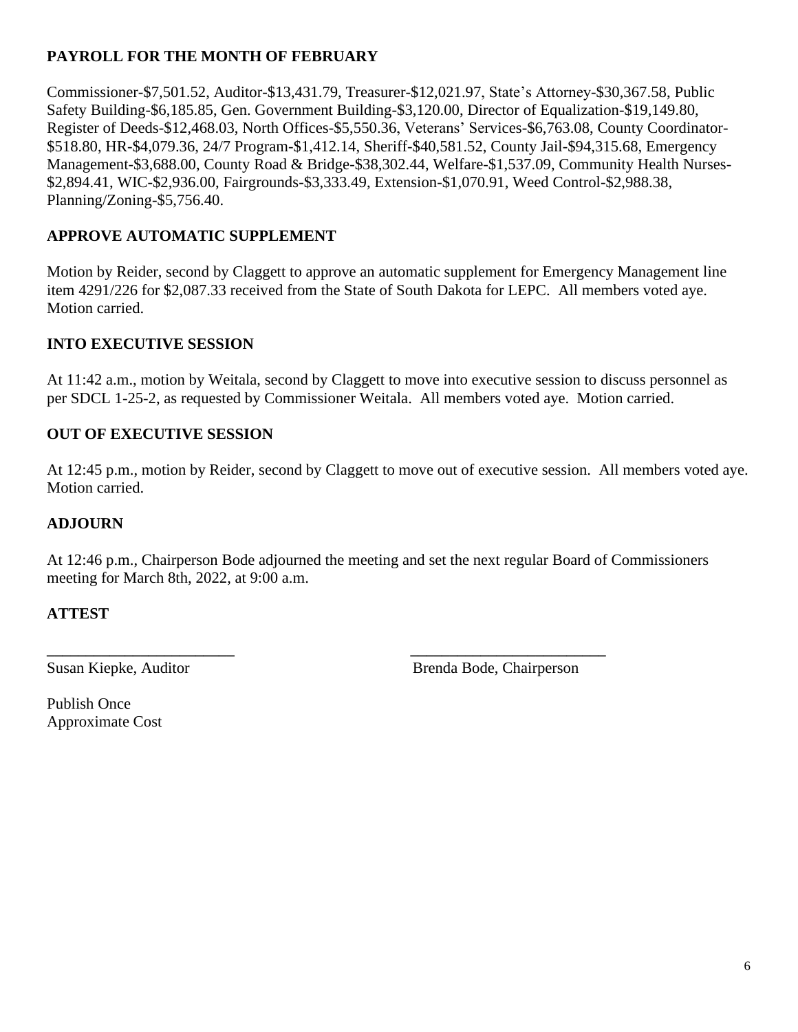**PAYROLL FOR THE MONTH OF FEBRUARY**

Commissioner-$7,501.52, Auditor-$13,431.79, Treasurer-$12,021.97, State's Attorney-$30,367.58, Public Safety Building-$6,185.85, Gen. Government Building-$3,120.00, Director of Equalization-$19,149.80, Register of Deeds-$12,468.03, North Offices-$5,550.36, Veterans' Services-$6,763.08, County Coordinator-$518.80, HR-$4,079.36, 24/7 Program-$1,412.14, Sheriff-$40,581.52, County Jail-$94,315.68, Emergency Management-$3,688.00, County Road & Bridge-$38,302.44, Welfare-$1,537.09, Community Health Nurses-$2,894.41, WIC-$2,936.00, Fairgrounds-$3,333.49, Extension-$1,070.91, Weed Control-$2,988.38, Planning/Zoning-$5,756.40.

**APPROVE AUTOMATIC SUPPLEMENT**

Motion by Reider, second by Claggett to approve an automatic supplement for Emergency Management line item 4291/226 for $2,087.33 received from the State of South Dakota for LEPC. All members voted aye. Motion carried.

**INTO EXECUTIVE SESSION**

At 11:42 a.m., motion by Weitala, second by Claggett to move into executive session to discuss personnel as per SDCL 1-25-2, as requested by Commissioner Weitala. All members voted aye. Motion carried.

**OUT OF EXECUTIVE SESSION**

At 12:45 p.m., motion by Reider, second by Claggett to move out of executive session. All members voted aye. Motion carried.

**ADJOURN**

At 12:46 p.m., Chairperson Bode adjourned the meeting and set the next regular Board of Commissioners meeting for March 8th, 2022, at 9:00 a.m.

**ATTEST**

\_\_\_\_\_\_\_\_\_\_\_\_\_\_\_\_\_\_\_\_\_\_\_\_ \_\_\_\_\_\_\_\_\_\_\_\_\_\_\_\_\_\_\_\_\_\_\_\_

Susan Kiepke, Auditor Brenda Bode, Chairperson

Publish Once
Approximate Cost